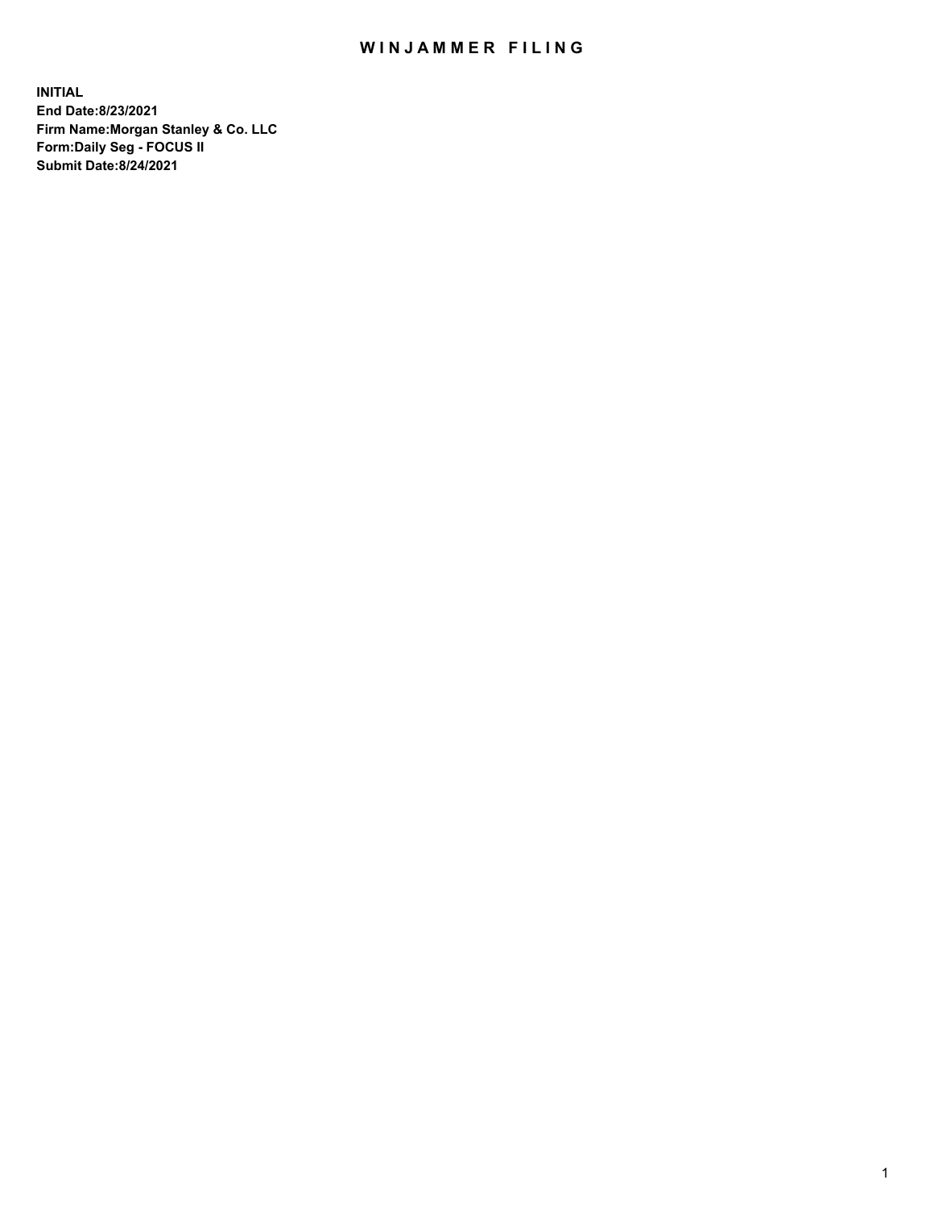# WINJAMMER FILING

**INITIAL**
**End Date:8/23/2021**
**Firm Name:Morgan Stanley & Co. LLC**
**Form:Daily Seg - FOCUS II**
**Submit Date:8/24/2021**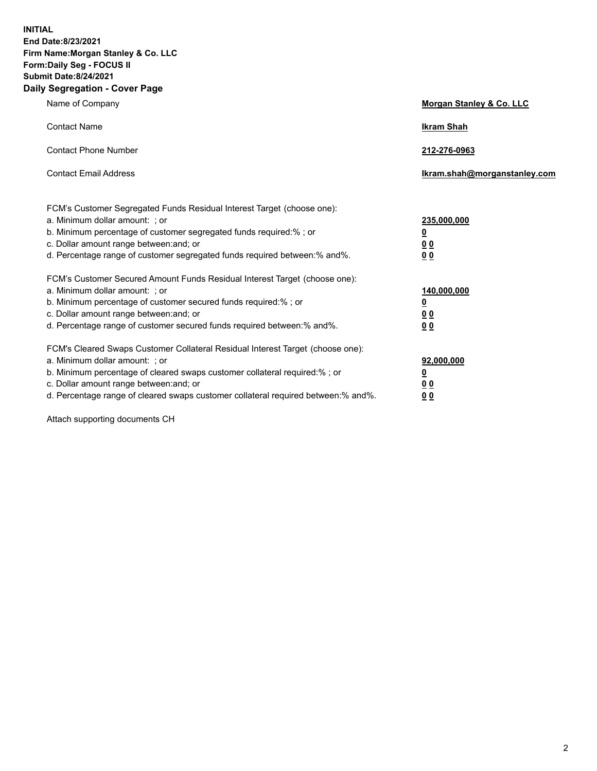**INITIAL**
**End Date:8/23/2021**
**Firm Name:Morgan Stanley & Co. LLC**
**Form:Daily Seg - FOCUS II**
**Submit Date:8/24/2021**
**Daily Segregation - Cover Page**

| | |
|---|---|
| Name of Company | **Morgan Stanley & Co. LLC** |
| Contact Name | **Ikram Shah** |
| Contact Phone Number | **212-276-0963** |
| Contact Email Address | **Ikram.shah@morganstanley.com** |

| | |
|---|---|
| FCM's Customer Segregated Funds Residual Interest Target (choose one): | |
| a. Minimum dollar amount: ; or | **235,000,000** |
| b. Minimum percentage of customer segregated funds required:% ; or | **0** |
| c. Dollar amount range between:and; or | **0 0** |
| d. Percentage range of customer segregated funds required between:% and%. | **0 0** |
| FCM's Customer Secured Amount Funds Residual Interest Target (choose one): | |
| a. Minimum dollar amount: ; or | **140,000,000** |
| b. Minimum percentage of customer secured funds required:% ; or | **0** |
| c. Dollar amount range between:and; or | **0 0** |
| d. Percentage range of customer secured funds required between:% and%. | **0 0** |
| FCM's Cleared Swaps Customer Collateral Residual Interest Target (choose one): | |
| a. Minimum dollar amount: ; or | **92,000,000** |
| b. Minimum percentage of cleared swaps customer collateral required:% ; or | **0** |
| c. Dollar amount range between:and; or | **0 0** |
| d. Percentage range of cleared swaps customer collateral required between:% and%. | **0 0** |

Attach supporting documents CH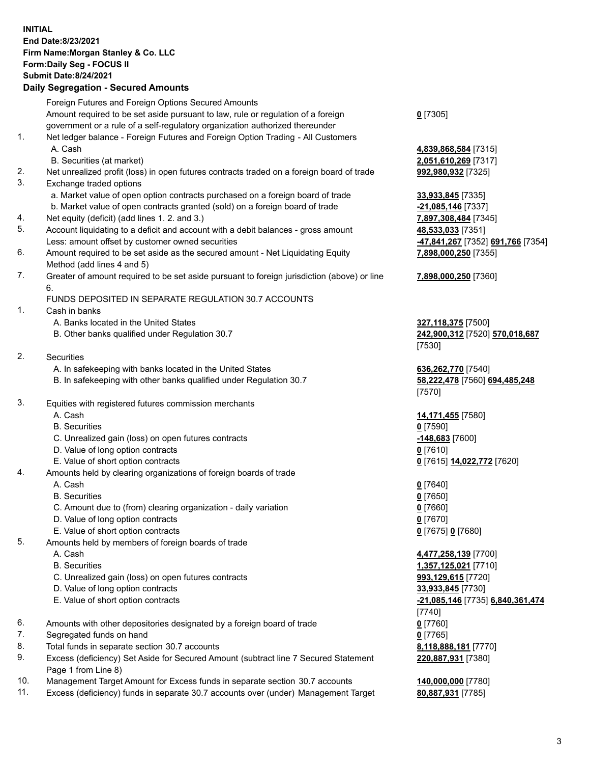**INITIAL**
**End Date:8/23/2021**
**Firm Name:Morgan Stanley & Co. LLC**
**Form:Daily Seg - FOCUS II**
**Submit Date:8/24/2021**

## Daily Segregation - Secured Amounts

| | | |
|---|---|---|
| | Foreign Futures and Foreign Options Secured Amounts | |
| | Amount required to be set aside pursuant to law, rule or regulation of a foreign government or a rule of a self-regulatory organization authorized thereunder | **0** [7305] |
| 1. | Net ledger balance - Foreign Futures and Foreign Option Trading - All Customers | |
| | A. Cash | **4,839,868,584** [7315] |
| | B. Securities (at market) | **2,051,610,269** [7317] |
| 2. | Net unrealized profit (loss) in open futures contracts traded on a foreign board of trade | **992,980,932** [7325] |
| 3. | Exchange traded options | |
| | a. Market value of open option contracts purchased on a foreign board of trade | **33,933,845** [7335] |
| | b. Market value of open contracts granted (sold) on a foreign board of trade | **-21,085,146** [7337] |
| 4. | Net equity (deficit) (add lines 1. 2. and 3.) | **7,897,308,484** [7345] |
| 5. | Account liquidating to a deficit and account with a debit balances - gross amount | **48,533,033** [7351] |
| | Less: amount offset by customer owned securities | **-47,841,267** [7352] **691,766** [7354] |
| 6. | Amount required to be set aside as the secured amount - Net Liquidating Equity Method (add lines 4 and 5) | **7,898,000,250** [7355] |
| 7. | Greater of amount required to be set aside pursuant to foreign jurisdiction (above) or line 6. | **7,898,000,250** [7360] |
| | FUNDS DEPOSITED IN SEPARATE REGULATION 30.7 ACCOUNTS | |
| 1. | Cash in banks | |
| | A. Banks located in the United States | **327,118,375** [7500] |
| | B. Other banks qualified under Regulation 30.7 | **242,900,312** [7520] **570,018,687** [7530] |
| 2. | Securities | |
| | A. In safekeeping with banks located in the United States | **636,262,770** [7540] |
| | B. In safekeeping with other banks qualified under Regulation 30.7 | **58,222,478** [7560] **694,485,248** [7570] |
| 3. | Equities with registered futures commission merchants | |
| | A. Cash | **14,171,455** [7580] |
| | B. Securities | **0** [7590] |
| | C. Unrealized gain (loss) on open futures contracts | **-148,683** [7600] |
| | D. Value of long option contracts | **0** [7610] |
| | E. Value of short option contracts | **0** [7615] **14,022,772** [7620] |
| 4. | Amounts held by clearing organizations of foreign boards of trade | |
| | A. Cash | **0** [7640] |
| | B. Securities | **0** [7650] |
| | C. Amount due to (from) clearing organization - daily variation | **0** [7660] |
| | D. Value of long option contracts | **0** [7670] |
| | E. Value of short option contracts | **0** [7675] **0** [7680] |
| 5. | Amounts held by members of foreign boards of trade | |
| | A. Cash | **4,477,258,139** [7700] |
| | B. Securities | **1,357,125,021** [7710] |
| | C. Unrealized gain (loss) on open futures contracts | **993,129,615** [7720] |
| | D. Value of long option contracts | **33,933,845** [7730] |
| | E. Value of short option contracts | **-21,085,146** [7735] **6,840,361,474** [7740] |
| 6. | Amounts with other depositories designated by a foreign board of trade | **0** [7760] |
| 7. | Segregated funds on hand | **0** [7765] |
| 8. | Total funds in separate section 30.7 accounts | **8,118,888,181** [7770] |
| 9. | Excess (deficiency) Set Aside for Secured Amount (subtract line 7 Secured Statement Page 1 from Line 8) | **220,887,931** [7380] |
| 10. | Management Target Amount for Excess funds in separate section 30.7 accounts | **140,000,000** [7780] |
| 11. | Excess (deficiency) funds in separate 30.7 accounts over (under) Management Target | **80,887,931** [7785] |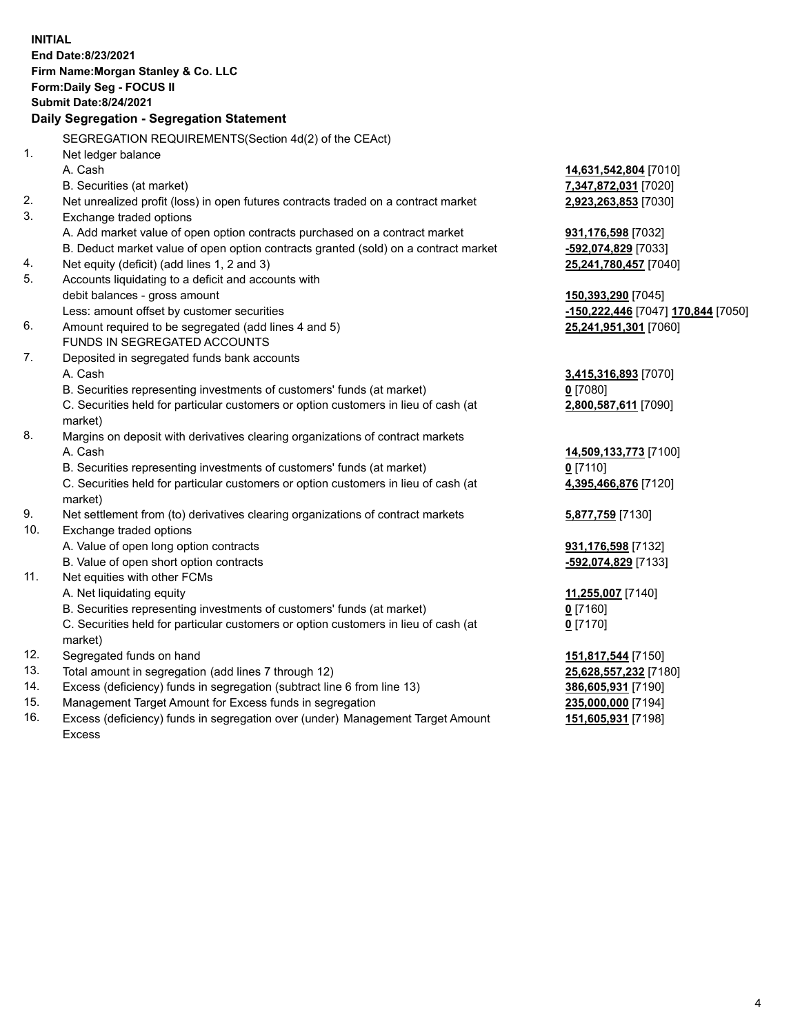**INITIAL**
**End Date:8/23/2021**
**Firm Name:Morgan Stanley & Co. LLC**
**Form:Daily Seg - FOCUS II**
**Submit Date:8/24/2021**

## Daily Segregation - Segregation Statement

| | | |
|---|---|---|
| | SEGREGATION REQUIREMENTS(Section 4d(2) of the CEAct) | |
| 1. | Net ledger balance | |
| | A. Cash | **14,631,542,804** [7010] |
| | B. Securities (at market) | **7,347,872,031** [7020] |
| 2. | Net unrealized profit (loss) in open futures contracts traded on a contract market | **2,923,263,853** [7030] |
| 3. | Exchange traded options | |
| | A. Add market value of open option contracts purchased on a contract market | **931,176,598** [7032] |
| | B. Deduct market value of open option contracts granted (sold) on a contract market | **-592,074,829** [7033] |
| 4. | Net equity (deficit) (add lines 1, 2 and 3) | **25,241,780,457** [7040] |
| 5. | Accounts liquidating to a deficit and accounts with debit balances - gross amount | **150,393,290** [7045] |
| | Less: amount offset by customer securities | **-150,222,446** [7047] **170,844** [7050] |
| 6. | Amount required to be segregated (add lines 4 and 5) | **25,241,951,301** [7060] |
| | FUNDS IN SEGREGATED ACCOUNTS | |
| 7. | Deposited in segregated funds bank accounts | |
| | A. Cash | **3,415,316,893** [7070] |
| | B. Securities representing investments of customers' funds (at market) | **0** [7080] |
| | C. Securities held for particular customers or option customers in lieu of cash (at market) | **2,800,587,611** [7090] |
| 8. | Margins on deposit with derivatives clearing organizations of contract markets | |
| | A. Cash | **14,509,133,773** [7100] |
| | B. Securities representing investments of customers' funds (at market) | **0** [7110] |
| | C. Securities held for particular customers or option customers in lieu of cash (at market) | **4,395,466,876** [7120] |
| 9. | Net settlement from (to) derivatives clearing organizations of contract markets | **5,877,759** [7130] |
| 10. | Exchange traded options | |
| | A. Value of open long option contracts | **931,176,598** [7132] |
| | B. Value of open short option contracts | **-592,074,829** [7133] |
| 11. | Net equities with other FCMs | |
| | A. Net liquidating equity | **11,255,007** [7140] |
| | B. Securities representing investments of customers' funds (at market) | **0** [7160] |
| | C. Securities held for particular customers or option customers in lieu of cash (at market) | **0** [7170] |
| 12. | Segregated funds on hand | **151,817,544** [7150] |
| 13. | Total amount in segregation (add lines 7 through 12) | **25,628,557,232** [7180] |
| 14. | Excess (deficiency) funds in segregation (subtract line 6 from line 13) | **386,605,931** [7190] |
| 15. | Management Target Amount for Excess funds in segregation | **235,000,000** [7194] |
| 16. | Excess (deficiency) funds in segregation over (under) Management Target Amount Excess | **151,605,931** [7198] |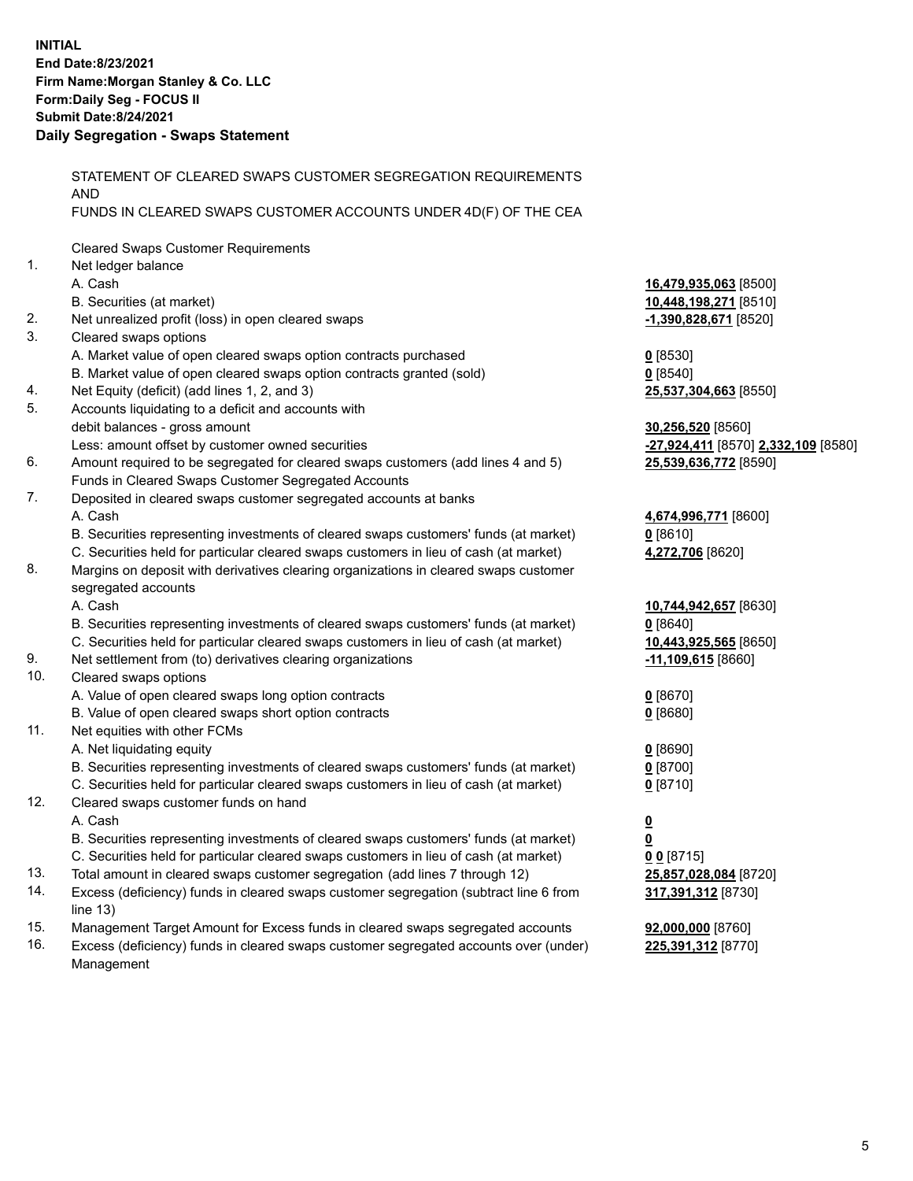**INITIAL**
**End Date:8/23/2021**
**Firm Name:Morgan Stanley & Co. LLC**
**Form:Daily Seg - FOCUS II**
**Submit Date:8/24/2021**
**Daily Segregation - Swaps Statement**

STATEMENT OF CLEARED SWAPS CUSTOMER SEGREGATION REQUIREMENTS AND FUNDS IN CLEARED SWAPS CUSTOMER ACCOUNTS UNDER 4D(F) OF THE CEA

| | | |
|---|---|---|
| | Cleared Swaps Customer Requirements | |
| 1. | Net ledger balance | |
| | A. Cash | **16,479,935,063** [8500] |
| | B. Securities (at market) | **10,448,198,271** [8510] |
| 2. | Net unrealized profit (loss) in open cleared swaps | **-1,390,828,671** [8520] |
| 3. | Cleared swaps options | |
| | A. Market value of open cleared swaps option contracts purchased | **0** [8530] |
| | B. Market value of open cleared swaps option contracts granted (sold) | **0** [8540] |
| 4. | Net Equity (deficit) (add lines 1, 2, and 3) | **25,537,304,663** [8550] |
| 5. | Accounts liquidating to a deficit and accounts with debit balances - gross amount | **30,256,520** [8560] |
| | Less: amount offset by customer owned securities | **-27,924,411** [8570] **2,332,109** [8580] |
| 6. | Amount required to be segregated for cleared swaps customers (add lines 4 and 5) | **25,539,636,772** [8590] |
| | Funds in Cleared Swaps Customer Segregated Accounts | |
| 7. | Deposited in cleared swaps customer segregated accounts at banks | |
| | A. Cash | **4,674,996,771** [8600] |
| | B. Securities representing investments of cleared swaps customers' funds (at market) | **0** [8610] |
| | C. Securities held for particular cleared swaps customers in lieu of cash (at market) | **4,272,706** [8620] |
| 8. | Margins on deposit with derivatives clearing organizations in cleared swaps customer segregated accounts | |
| | A. Cash | **10,744,942,657** [8630] |
| | B. Securities representing investments of cleared swaps customers' funds (at market) | **0** [8640] |
| | C. Securities held for particular cleared swaps customers in lieu of cash (at market) | **10,443,925,565** [8650] |
| 9. | Net settlement from (to) derivatives clearing organizations | **-11,109,615** [8660] |
| 10. | Cleared swaps options | |
| | A. Value of open cleared swaps long option contracts | **0** [8670] |
| | B. Value of open cleared swaps short option contracts | **0** [8680] |
| 11. | Net equities with other FCMs | |
| | A. Net liquidating equity | **0** [8690] |
| | B. Securities representing investments of cleared swaps customers' funds (at market) | **0** [8700] |
| | C. Securities held for particular cleared swaps customers in lieu of cash (at market) | **0** [8710] |
| 12. | Cleared swaps customer funds on hand | |
| | A. Cash | **0** |
| | B. Securities representing investments of cleared swaps customers' funds (at market) | **0** |
| | C. Securities held for particular cleared swaps customers in lieu of cash (at market) | **0** **0** [8715] |
| 13. | Total amount in cleared swaps customer segregation (add lines 7 through 12) | **25,857,028,084** [8720] |
| 14. | Excess (deficiency) funds in cleared swaps customer segregation (subtract line 6 from line 13) | **317,391,312** [8730] |
| 15. | Management Target Amount for Excess funds in cleared swaps segregated accounts | **92,000,000** [8760] |
| 16. | Excess (deficiency) funds in cleared swaps customer segregated accounts over (under) Management | **225,391,312** [8770] |